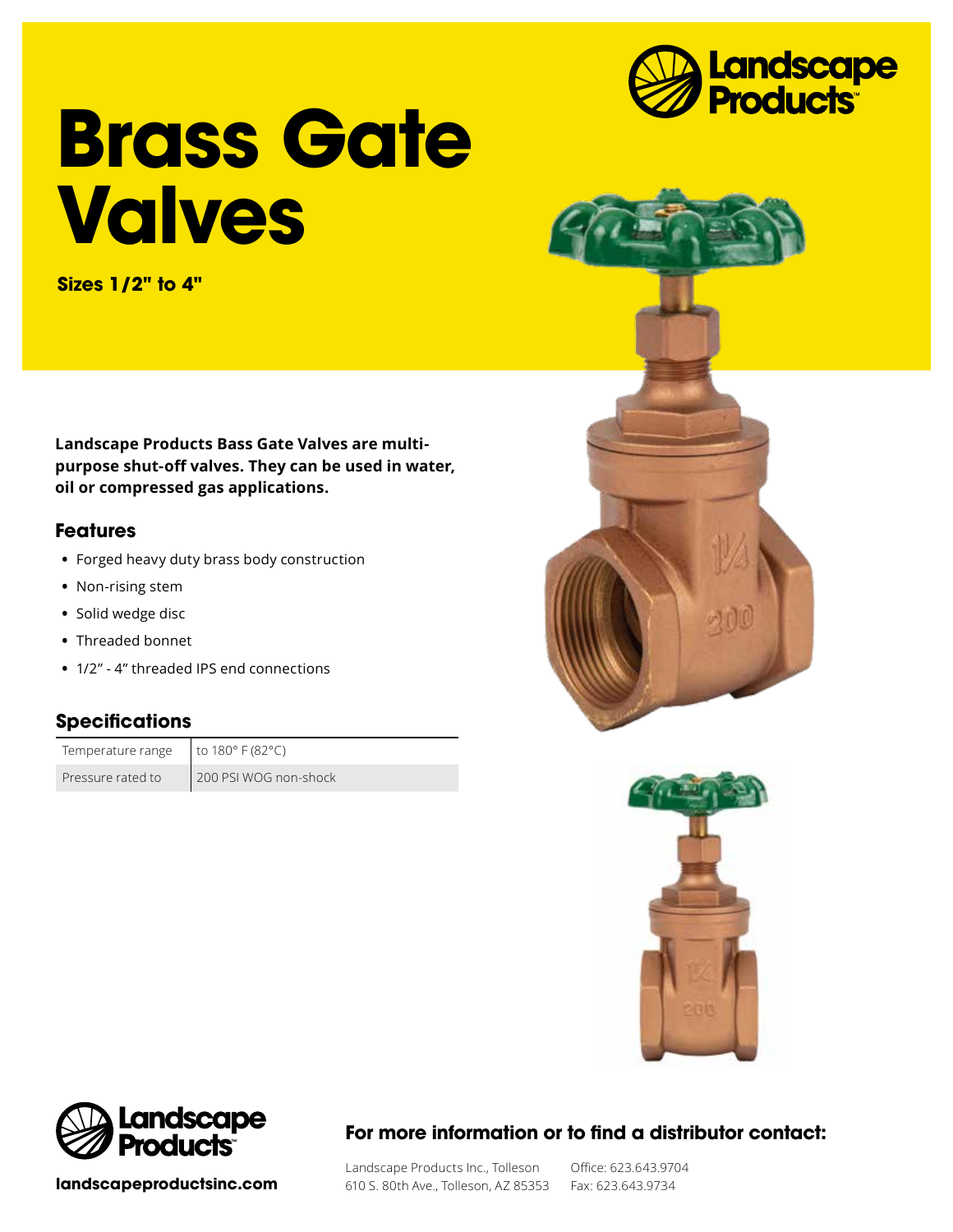# Brass Gate Valves

**Sizes 1/2" to 4"**

**Landscape Products Bass Gate Valves are multi-purpose shut-off valves. They can be used in water, oil or compressed gas applications.**

## Features

- Forged heavy duty brass body construction
- Non-rising stem
- Solid wedge disc
- Threaded bonnet
- 1/2" - 4" threaded IPS end connections

## Specifications

| | |
|---|---|
| Temperature range | to 180° F (82°C) |
| Pressure rated to | 200 PSI WOG non-shock |

**landscapeproductsinc.com**

### For more information or to find a distributor contact:

Landscape Products Inc., Tolleson
610 S. 80th Ave., Tolleson, AZ 85353

Office: 623.643.9704
Fax: 623.643.9734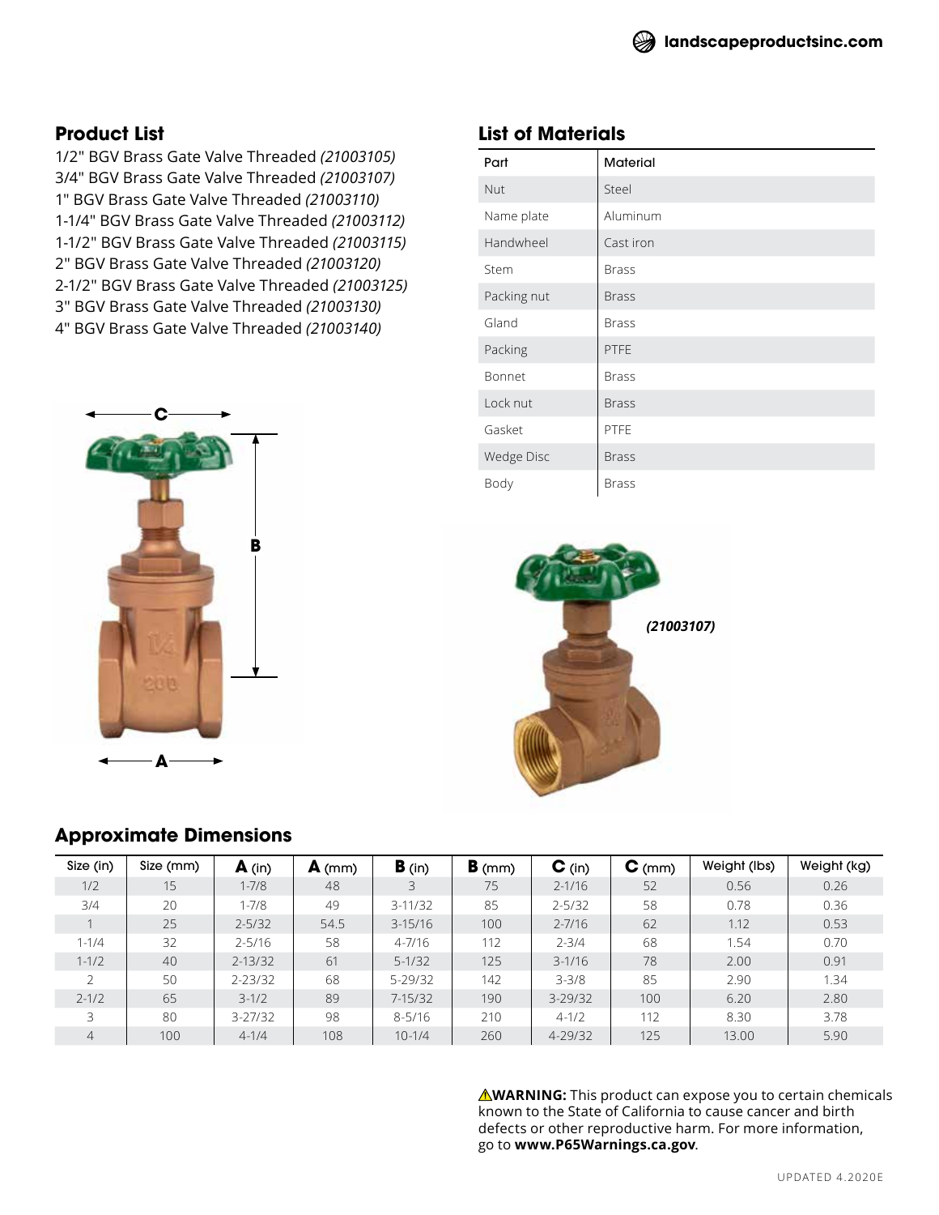## Product List

1/2" BGV Brass Gate Valve Threaded *(21003105)*
3/4" BGV Brass Gate Valve Threaded *(21003107)*
1" BGV Brass Gate Valve Threaded *(21003110)*
1-1/4" BGV Brass Gate Valve Threaded *(21003112)*
1-1/2" BGV Brass Gate Valve Threaded *(21003115)*
2" BGV Brass Gate Valve Threaded *(21003120)*
2-1/2" BGV Brass Gate Valve Threaded *(21003125)*
3" BGV Brass Gate Valve Threaded *(21003130)*
4" BGV Brass Gate Valve Threaded *(21003140)*

## List of Materials

| Part | Material |
|---|---|
| Nut | Steel |
| Name plate | Aluminum |
| Handwheel | Cast iron |
| Stem | Brass |
| Packing nut | Brass |
| Gland | Brass |
| Packing | PTFE |
| Bonnet | Brass |
| Lock nut | Brass |
| Gasket | PTFE |
| Wedge Disc | Brass |
| Body | Brass |

C

B

A

*(21003107)*

## Approximate Dimensions

| Size (in) | Size (mm) | **A** (in) | **A** (mm) | **B** (in) | **B** (mm) | **C** (in) | **C** (mm) | Weight (lbs) | Weight (kg) |
|---|---|---|---|---|---|---|---|---|---|
| 1/2 | 15 | 1-7/8 | 48 | 3 | 75 | 2-1/16 | 52 | 0.56 | 0.26 |
| 3/4 | 20 | 1-7/8 | 49 | 3-11/32 | 85 | 2-5/32 | 58 | 0.78 | 0.36 |
| 1 | 25 | 2-5/32 | 54.5 | 3-15/16 | 100 | 2-7/16 | 62 | 1.12 | 0.53 |
| 1-1/4 | 32 | 2-5/16 | 58 | 4-7/16 | 112 | 2-3/4 | 68 | 1.54 | 0.70 |
| 1-1/2 | 40 | 2-13/32 | 61 | 5-1/32 | 125 | 3-1/16 | 78 | 2.00 | 0.91 |
| 2 | 50 | 2-23/32 | 68 | 5-29/32 | 142 | 3-3/8 | 85 | 2.90 | 1.34 |
| 2-1/2 | 65 | 3-1/2 | 89 | 7-15/32 | 190 | 3-29/32 | 100 | 6.20 | 2.80 |
| 3 | 80 | 3-27/32 | 98 | 8-5/16 | 210 | 4-1/2 | 112 | 8.30 | 3.78 |
| 4 | 100 | 4-1/4 | 108 | 10-1/4 | 260 | 4-29/32 | 125 | 13.00 | 5.90 |

⚠**WARNING:** This product can expose you to certain chemicals known to the State of California to cause cancer and birth defects or other reproductive harm. For more information, go to **www.P65Warnings.ca.gov**.

UPDATED 4.2020E